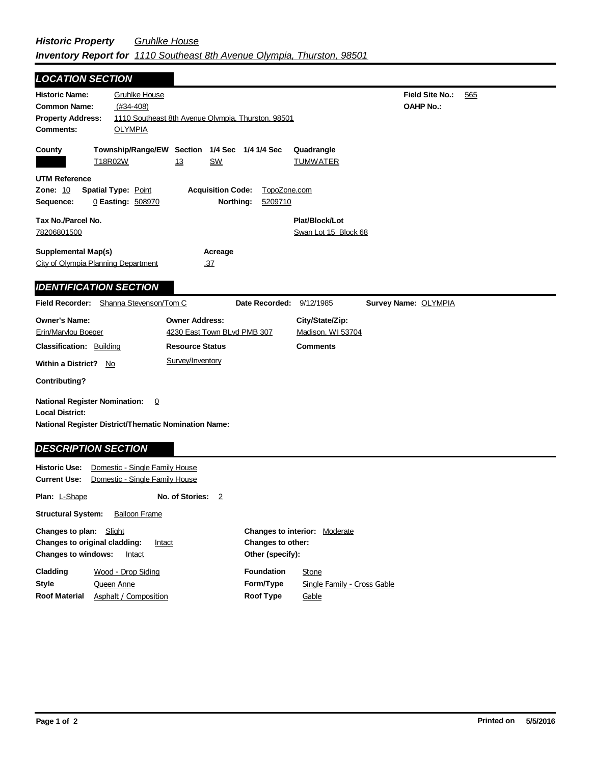## *Historic Property* *Gruhlke House*
## *Inventory Report for 1110 Southeast 8th Avenue Olympia, Thurston, 98501*

### *LOCATION SECTION*

**Historic Name:** Gruhlke House
**Common Name:** (#34-408)
**Property Address:** 1110 Southeast 8th Avenue Olympia, Thurston, 98501
**Comments:** OLYMPIA

**Field Site No.:** 565
**OAHP No.:**

| County | Township/Range/EW | Section | 1/4 Sec | 1/4 1/4 Sec | Quadrangle |
|---|---|---|---|---|---|
| | T18R02W | 13 | SW | | TUMWATER |

**UTM Reference**
**Zone:** 10 **Spatial Type:** Point **Acquisition Code:** TopoZone.com
**Sequence:** 0 **Easting:** 508970 **Northing:** 5209710

**Tax No./Parcel No.**
78206801500

**Plat/Block/Lot**
Swan Lot 15 Block 68

**Supplemental Map(s)**
City of Olympia Planning Department

**Acreage**
.37

### *IDENTIFICATION SECTION*

**Field Recorder:** Shanna Stevenson/Tom C **Date Recorded:** 9/12/1985 **Survey Name:** OLYMPIA

| Owner's Name: | Owner Address: | City/State/Zip: |
|---|---|---|
| Erin/Marylou Boeger | 4230 East Town BLvd PMB 307 | Madison, WI 53704 |

**Classification:** Building
**Resource Status:** Survey/Inventory
**Comments**
**Within a District?** No

**Contributing?**

**National Register Nomination:** 0
**Local District:**
**National Register District/Thematic Nomination Name:**

### *DESCRIPTION SECTION*

**Historic Use:** Domestic - Single Family House
**Current Use:** Domestic - Single Family House

**Plan:** L-Shape **No. of Stories:** 2

**Structural System:** Balloon Frame

**Changes to plan:** Slight
**Changes to original cladding:** Intact
**Changes to windows:** Intact
**Changes to interior:** Moderate
**Changes to other:**
**Other (specify):**

**Cladding** Wood - Drop Siding
**Style** Queen Anne
**Roof Material** Asphalt / Composition
**Foundation** Stone
**Form/Type** Single Family - Cross Gable
**Roof Type** Gable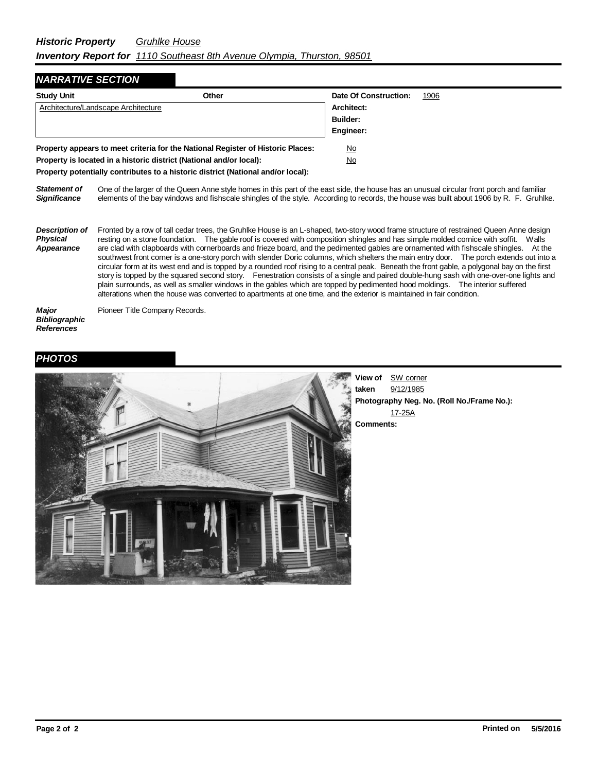**Historic Property** *Gruhlke House*

**Inventory Report for** *1110 Southeast 8th Avenue Olympia, Thurston, 98501*

## NARRATIVE SECTION

| Study Unit | Other | Date Of Construction: | 1906 |
|---|---|---|---|
| Architecture/Landscape Architecture | | Architect: | |
| | | Builder: | |
| | | Engineer: | |

**Property appears to meet criteria for the National Register of Historic Places:** No

**Property is located in a historic district (National and/or local):** No

**Property potentially contributes to a historic district (National and/or local):**

***Statement of Significance***

One of the larger of the Queen Anne style homes in this part of the east side, the house has an unusual circular front porch and familiar elements of the bay windows and fishscale shingles of the style. According to records, the house was built about 1906 by R. F. Gruhlke.

***Description of Physical Appearance***

Fronted by a row of tall cedar trees, the Gruhlke House is an L-shaped, two-story wood frame structure of restrained Queen Anne design resting on a stone foundation. The gable roof is covered with composition shingles and has simple molded cornice with soffit. Walls are clad with clapboards with cornerboards and frieze board, and the pedimented gables are ornamented with fishscale shingles. At the southwest front corner is a one-story porch with slender Doric columns, which shelters the main entry door. The porch extends out into a circular form at its west end and is topped by a rounded roof rising to a central peak. Beneath the front gable, a polygonal bay on the first story is topped by the squared second story. Fenestration consists of a single and paired double-hung sash with one-over-one lights and plain surrounds, as well as smaller windows in the gables which are topped by pedimented hood moldings. The interior suffered alterations when the house was converted to apartments at one time, and the exterior is maintained in fair condition.

***Major Bibliographic References***

Pioneer Title Company Records.

## PHOTOS

**View of** SW corner

**taken** 9/12/1985

**Photography Neg. No. (Roll No./Frame No.):** 17-25A

**Comments:**

**Printed on** 5/5/2016